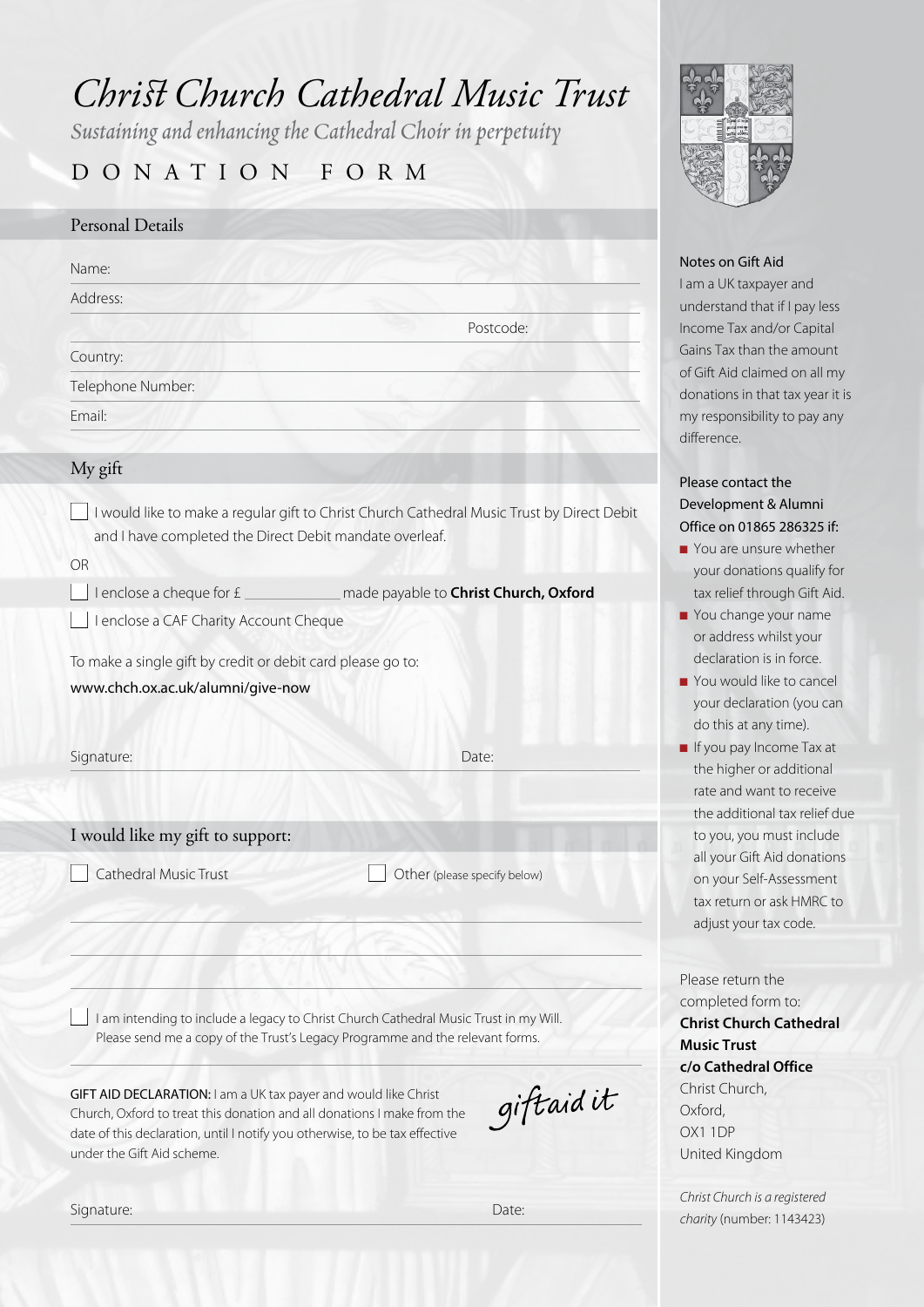# Christ Church Cathedral Music Trust

*Sustaining and enhancing the Cathedral Choir in perpetuity*

## DONATION FORM

### Personal Details

Name:

Address:

Postcode:

Country:

Telephone Number:

Email:

### My gift

☐ I would like to make a regular gift to Christ Church Cathedral Music Trust by Direct Debit and I have completed the Direct Debit mandate overleaf.

OR

☐ I enclose a cheque for £ ____________ made payable to **Christ Church, Oxford**

☐ I enclose a CAF Charity Account Cheque

To make a single gift by credit or debit card please go to:
www.chch.ox.ac.uk/alumni/give-now

Signature: Date:

### I would like my gift to support:

☐ Cathedral Music Trust ☐ Other (please specify below)

☐ I am intending to include a legacy to Christ Church Cathedral Music Trust in my Will. Please send me a copy of the Trust's Legacy Programme and the relevant forms.

GIFT AID DECLARATION: I am a UK tax payer and would like Christ Church, Oxford to treat this donation and all donations I make from the date of this declaration, until I notify you otherwise, to be tax effective under the Gift Aid scheme.

giftaid it

Signature: Date:

### Notes on Gift Aid

I am a UK taxpayer and understand that if I pay less Income Tax and/or Capital Gains Tax than the amount of Gift Aid claimed on all my donations in that tax year it is my responsibility to pay any difference.

Please contact the Development & Alumni Office on 01865 286325 if:

- You are unsure whether your donations qualify for tax relief through Gift Aid.
- You change your name or address whilst your declaration is in force.
- You would like to cancel your declaration (you can do this at any time).
- If you pay Income Tax at the higher or additional rate and want to receive the additional tax relief due to you, you must include all your Gift Aid donations on your Self-Assessment tax return or ask HMRC to adjust your tax code.

Please return the completed form to:
**Christ Church Cathedral Music Trust**
**c/o Cathedral Office**
Christ Church,
Oxford,
OX1 1DP
United Kingdom

*Christ Church is a registered charity* (number: 1143423)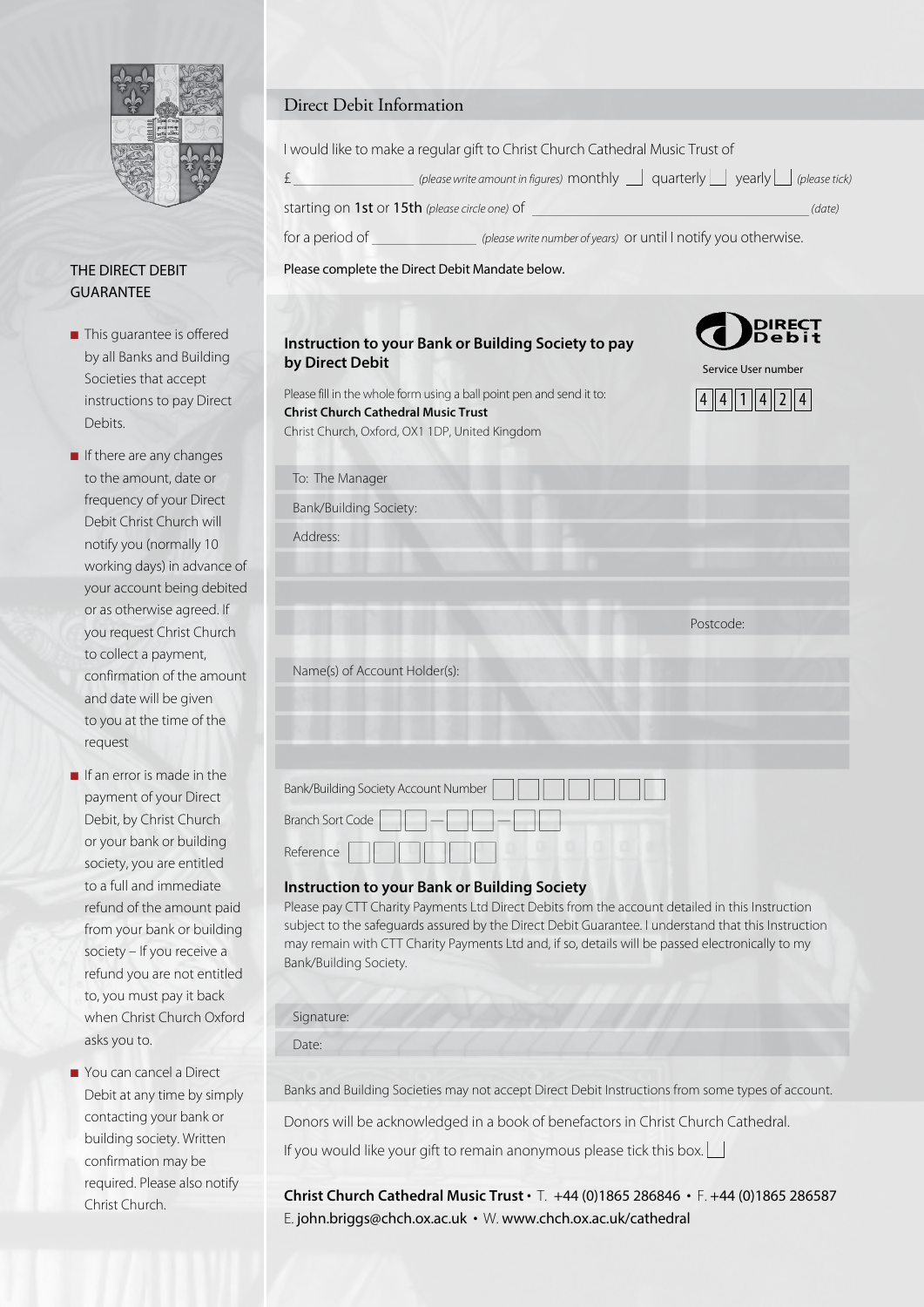## THE DIRECT DEBIT GUARANTEE

- This guarantee is offered by all Banks and Building Societies that accept instructions to pay Direct Debits.
- If there are any changes to the amount, date or frequency of your Direct Debit Christ Church will notify you (normally 10 working days) in advance of your account being debited or as otherwise agreed. If you request Christ Church to collect a payment, confirmation of the amount and date will be given to you at the time of the request
- If an error is made in the payment of your Direct Debit, by Christ Church or your bank or building society, you are entitled to a full and immediate refund of the amount paid from your bank or building society – If you receive a refund you are not entitled to, you must pay it back when Christ Church Oxford asks you to.
- You can cancel a Direct Debit at any time by simply contacting your bank or building society. Written confirmation may be required. Please also notify Christ Church.

## Direct Debit Information

I would like to make a regular gift to Christ Church Cathedral Music Trust of

£ ______________ *(please write amount in figures)* monthly ☐ quarterly ☐ yearly ☐ *(please tick)*

starting on **1st** or **15th** *(please circle one)* of ______________________ *(date)*

for a period of ______________ *(please write number of years)* or until I notify you otherwise.

Please complete the Direct Debit Mandate below.

### Instruction to your Bank or Building Society to pay by Direct Debit

DIRECT Debit

Service User number

4 4 1 4 2 4

Please fill in the whole form using a ball point pen and send it to:
**Christ Church Cathedral Music Trust**
Christ Church, Oxford, OX1 1DP, United Kingdom

To: The Manager

Bank/Building Society:

Address:

Postcode:

Name(s) of Account Holder(s):

Bank/Building Society Account Number ☐☐☐☐☐☐☐

Branch Sort Code ☐☐ – ☐☐ – ☐☐

Reference ☐☐☐☐☐☐

### Instruction to your Bank or Building Society

Please pay CTT Charity Payments Ltd Direct Debits from the account detailed in this Instruction subject to the safeguards assured by the Direct Debit Guarantee. I understand that this Instruction may remain with CTT Charity Payments Ltd and, if so, details will be passed electronically to my Bank/Building Society.

Signature:

Date:

Banks and Building Societies may not accept Direct Debit Instructions from some types of account.

Donors will be acknowledged in a book of benefactors in Christ Church Cathedral.

If you would like your gift to remain anonymous please tick this box. ☐

**Christ Church Cathedral Music Trust** • T. +44 (0)1865 286846 • F. +44 (0)1865 286587
E. john.briggs@chch.ox.ac.uk • W. www.chch.ox.ac.uk/cathedral